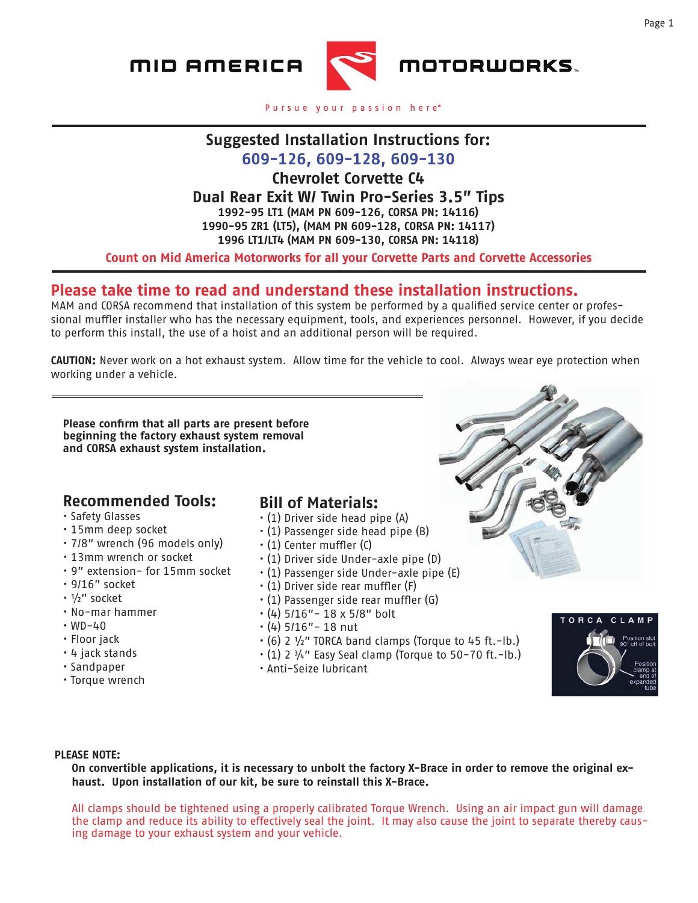MID AMERICA MOTORWORKS

Pursue your passion here®

# Suggested Installation Instructions for:

## 609-126, 609-128, 609-130

## Chevrolet Corvette C4

## Dual Rear Exit W/ Twin Pro-Series 3.5" Tips

**1992-95 LT1 (MAM PN 609-126, CORSA PN: 14116)**
**1990-95 ZR1 (LT5), (MAM PN 609-128, CORSA PN: 14117)**
**1996 LT1/LT4 (MAM PN 609-130, CORSA PN: 14118)**

**Count on Mid America Motorworks for all your Corvette Parts and Corvette Accessories**

## Please take time to read and understand these installation instructions.

MAM and CORSA recommend that installation of this system be performed by a qualified service center or professional muffler installer who has the necessary equipment, tools, and experiences personnel. However, if you decide to perform this install, the use of a hoist and an additional person will be required.

**CAUTION:** Never work on a hot exhaust system. Allow time for the vehicle to cool. Always wear eye protection when working under a vehicle.

**Please confirm that all parts are present before beginning the factory exhaust system removal and CORSA exhaust system installation.**

## Recommended Tools:

- Safety Glasses
- 15mm deep socket
- 7/8" wrench (96 models only)
- 13mm wrench or socket
- 9" extension- for 15mm socket
- 9/16" socket
- ½" socket
- No-mar hammer
- WD-40
- Floor jack
- 4 jack stands
- Sandpaper
- Torque wrench

## Bill of Materials:

- (1) Driver side head pipe (A)
- (1) Passenger side head pipe (B)
- (1) Center muffler (C)
- (1) Driver side Under-axle pipe (D)
- (1) Passenger side Under-axle pipe (E)
- (1) Driver side rear muffler (F)
- (1) Passenger side rear muffler (G)
- (4) 5/16"- 18 x 5/8" bolt
- (4) 5/16"- 18 nut
- (6) 2 ½" TORCA band clamps (Torque to 45 ft.-lb.)
- (1) 2 ¾" Easy Seal clamp (Torque to 50-70 ft.-lb.)
- Anti-Seize lubricant

TORCA CLAMP

Position slot 90° off of bolt

Position clamp at end of expanded tube

**PLEASE NOTE:**

**On convertible applications, it is necessary to unbolt the factory X-Brace in order to remove the original exhaust. Upon installation of our kit, be sure to reinstall this X-Brace.**

All clamps should be tightened using a properly calibrated Torque Wrench. Using an air impact gun will damage the clamp and reduce its ability to effectively seal the joint. It may also cause the joint to separate thereby causing damage to your exhaust system and your vehicle.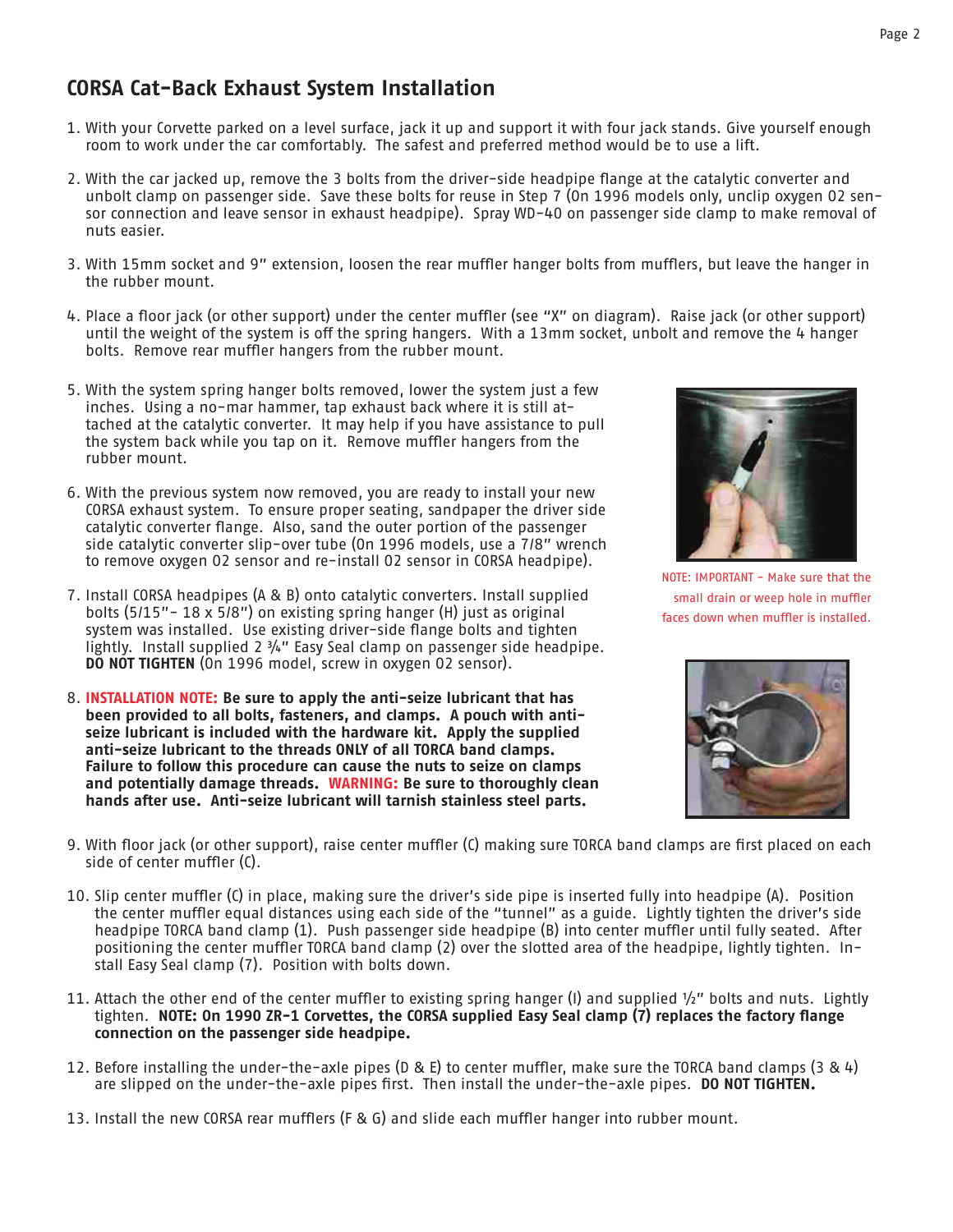## CORSA Cat-Back Exhaust System Installation

1. With your Corvette parked on a level surface, jack it up and support it with four jack stands. Give yourself enough room to work under the car comfortably. The safest and preferred method would be to use a lift.

2. With the car jacked up, remove the 3 bolts from the driver-side headpipe flange at the catalytic converter and unbolt clamp on passenger side. Save these bolts for reuse in Step 7 (On 1996 models only, unclip oxygen 02 sensor connection and leave sensor in exhaust headpipe). Spray WD-40 on passenger side clamp to make removal of nuts easier.

3. With 15mm socket and 9" extension, loosen the rear muffler hanger bolts from mufflers, but leave the hanger in the rubber mount.

4. Place a floor jack (or other support) under the center muffler (see "X" on diagram). Raise jack (or other support) until the weight of the system is off the spring hangers. With a 13mm socket, unbolt and remove the 4 hanger bolts. Remove rear muffler hangers from the rubber mount.

5. With the system spring hanger bolts removed, lower the system just a few inches. Using a no-mar hammer, tap exhaust back where it is still attached at the catalytic converter. It may help if you have assistance to pull the system back while you tap on it. Remove muffler hangers from the rubber mount.

6. With the previous system now removed, you are ready to install your new CORSA exhaust system. To ensure proper seating, sandpaper the driver side catalytic converter flange. Also, sand the outer portion of the passenger side catalytic converter slip-over tube (On 1996 models, use a 7/8" wrench to remove oxygen 02 sensor and re-install 02 sensor in CORSA headpipe).

7. Install CORSA headpipes (A & B) onto catalytic converters. Install supplied bolts (5/15"- 18 x 5/8") on existing spring hanger (H) just as original system was installed. Use existing driver-side flange bolts and tighten lightly. Install supplied 2 ¾" Easy Seal clamp on passenger side headpipe. **DO NOT TIGHTEN** (On 1996 model, screw in oxygen 02 sensor).

8. **INSTALLATION NOTE: Be sure to apply the anti-seize lubricant that has been provided to all bolts, fasteners, and clamps. A pouch with anti-seize lubricant is included with the hardware kit. Apply the supplied anti-seize lubricant to the threads ONLY of all TORCA band clamps. Failure to follow this procedure can cause the nuts to seize on clamps and potentially damage threads. WARNING: Be sure to thoroughly clean hands after use. Anti-seize lubricant will tarnish stainless steel parts.**

NOTE: IMPORTANT – Make sure that the small drain or weep hole in muffler faces down when muffler is installed.

9. With floor jack (or other support), raise center muffler (C) making sure TORCA band clamps are first placed on each side of center muffler (C).

10. Slip center muffler (C) in place, making sure the driver's side pipe is inserted fully into headpipe (A). Position the center muffler equal distances using each side of the "tunnel" as a guide. Lightly tighten the driver's side headpipe TORCA band clamp (1). Push passenger side headpipe (B) into center muffler until fully seated. After positioning the center muffler TORCA band clamp (2) over the slotted area of the headpipe, lightly tighten. Install Easy Seal clamp (7). Position with bolts down.

11. Attach the other end of the center muffler to existing spring hanger (I) and supplied ½" bolts and nuts. Lightly tighten. **NOTE: On 1990 ZR-1 Corvettes, the CORSA supplied Easy Seal clamp (7) replaces the factory flange connection on the passenger side headpipe.**

12. Before installing the under-the-axle pipes (D & E) to center muffler, make sure the TORCA band clamps (3 & 4) are slipped on the under-the-axle pipes first. Then install the under-the-axle pipes. **DO NOT TIGHTEN.**

13. Install the new CORSA rear mufflers (F & G) and slide each muffler hanger into rubber mount.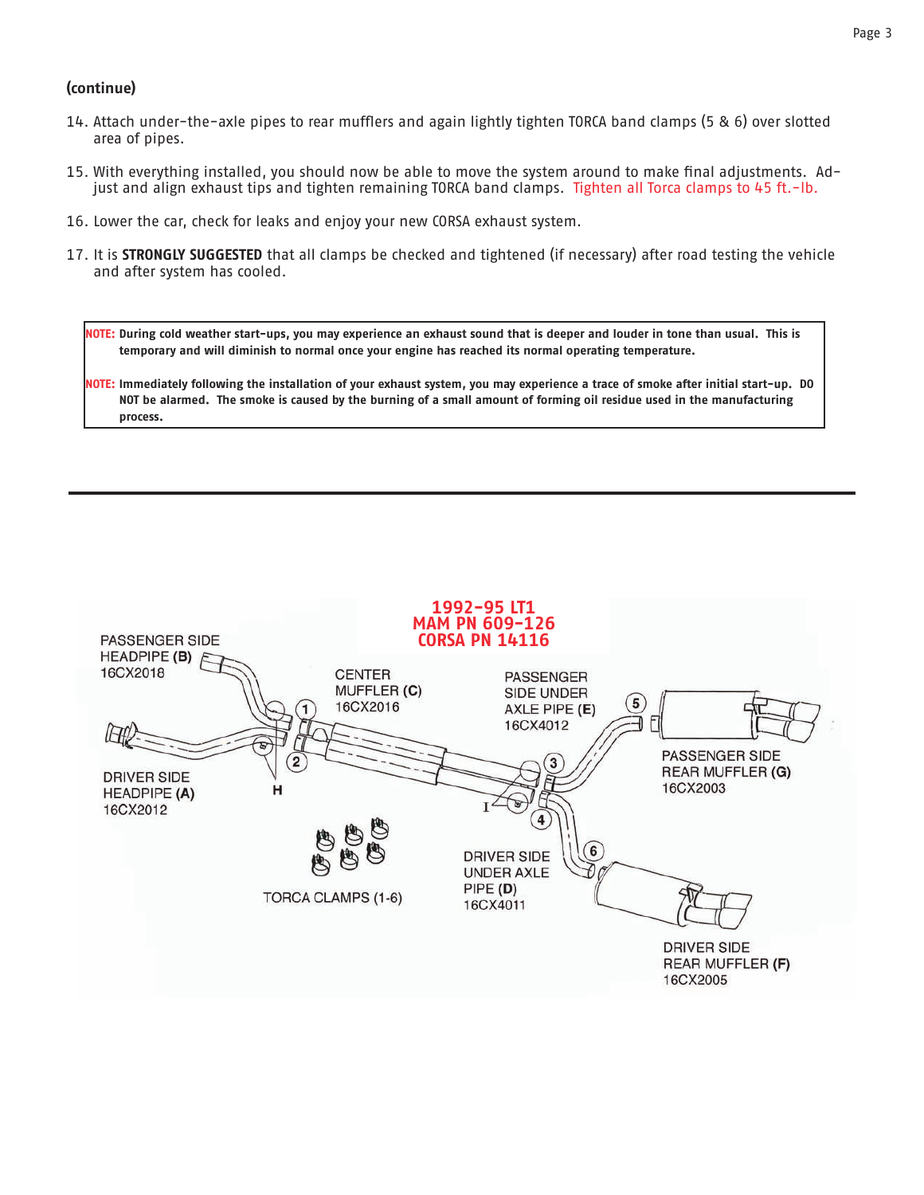**(continue)**

14. Attach under-the-axle pipes to rear mufflers and again lightly tighten TORCA band clamps (5 & 6) over slotted area of pipes.

15. With everything installed, you should now be able to move the system around to make final adjustments. Adjust and align exhaust tips and tighten remaining TORCA band clamps. Tighten all Torca clamps to 45 ft.-lb.

16. Lower the car, check for leaks and enjoy your new CORSA exhaust system.

17. It is **STRONGLY SUGGESTED** that all clamps be checked and tightened (if necessary) after road testing the vehicle and after system has cooled.

> **NOTE: During cold weather start-ups, you may experience an exhaust sound that is deeper and louder in tone than usual. This is temporary and will diminish to normal once your engine has reached its normal operating temperature.**
>
> **NOTE: Immediately following the installation of your exhaust system, you may experience a trace of smoke after initial start-up. DO NOT be alarmed. The smoke is caused by the burning of a small amount of forming oil residue used in the manufacturing process.**

---

**1992-95 LT1**
**MAM PN 609-126**
**CORSA PN 14116**

PASSENGER SIDE HEADPIPE **(B)** 16CX2018

DRIVER SIDE HEADPIPE **(A)** 16CX2012

CENTER MUFFLER **(C)** 16CX2016

PASSENGER SIDE UNDER AXLE PIPE **(E)** 16CX4012

DRIVER SIDE UNDER AXLE PIPE **(D)** 16CX4011

PASSENGER SIDE REAR MUFFLER **(G)** 16CX2003

DRIVER SIDE REAR MUFFLER **(F)** 16CX2005

TORCA CLAMPS (1-6)

H

I

1 2 3 4 5 6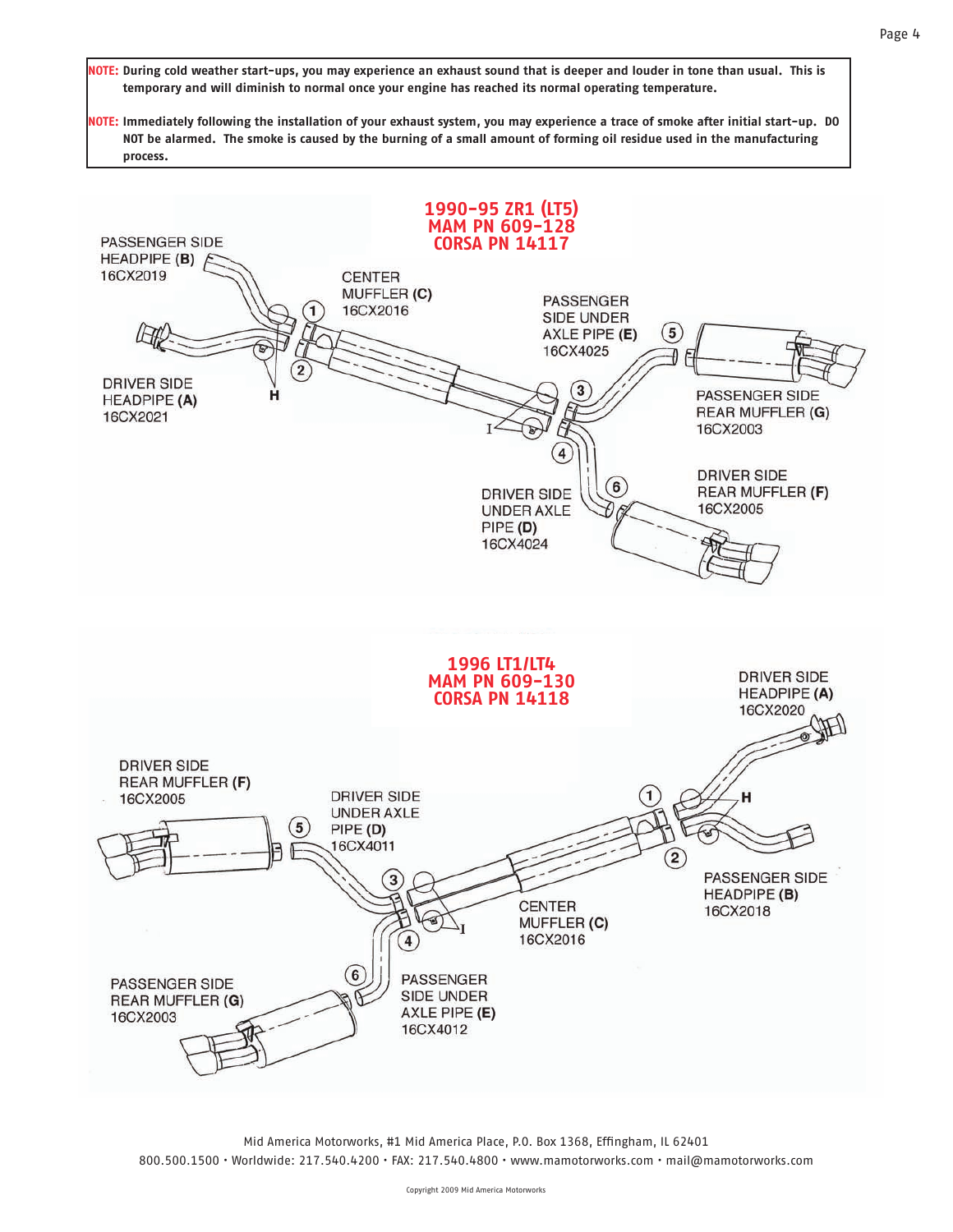**NOTE:** During cold weather start-ups, you may experience an exhaust sound that is deeper and louder in tone than usual. This is temporary and will diminish to normal once your engine has reached its normal operating temperature.

**NOTE:** Immediately following the installation of your exhaust system, you may experience a trace of smoke after initial start-up. DO NOT be alarmed. The smoke is caused by the burning of a small amount of forming oil residue used in the manufacturing process.

## 1990-95 ZR1 (LT5)
## MAM PN 609-128
## CORSA PN 14117

PASSENGER SIDE HEADPIPE (B) 16CX2019

CENTER MUFFLER (C) 16CX2016

PASSENGER SIDE UNDER AXLE PIPE (E) 16CX4025

DRIVER SIDE HEADPIPE (A) 16CX2021

H

I

PASSENGER SIDE REAR MUFFLER (G) 16CX2003

DRIVER SIDE UNDER AXLE PIPE (D) 16CX4024

DRIVER SIDE REAR MUFFLER (F) 16CX2005

1 2 3 4 5 6

## 1996 LT1/LT4
## MAM PN 609-130
## CORSA PN 14118

DRIVER SIDE HEADPIPE (A) 16CX2020

DRIVER SIDE REAR MUFFLER (F) 16CX2005

DRIVER SIDE UNDER AXLE PIPE (D) 16CX4011

H

PASSENGER SIDE HEADPIPE (B) 16CX2018

CENTER MUFFLER (C) 16CX2016

I

PASSENGER SIDE REAR MUFFLER (G) 16CX2003

PASSENGER SIDE UNDER AXLE PIPE (E) 16CX4012

1 2 3 4 5 6

Mid America Motorworks, #1 Mid America Place, P.O. Box 1368, Effingham, IL 62401
800.500.1500 • Worldwide: 217.540.4200 • FAX: 217.540.4800 • www.mamotorworks.com • mail@mamotorworks.com

Copyright 2009 Mid America Motorworks